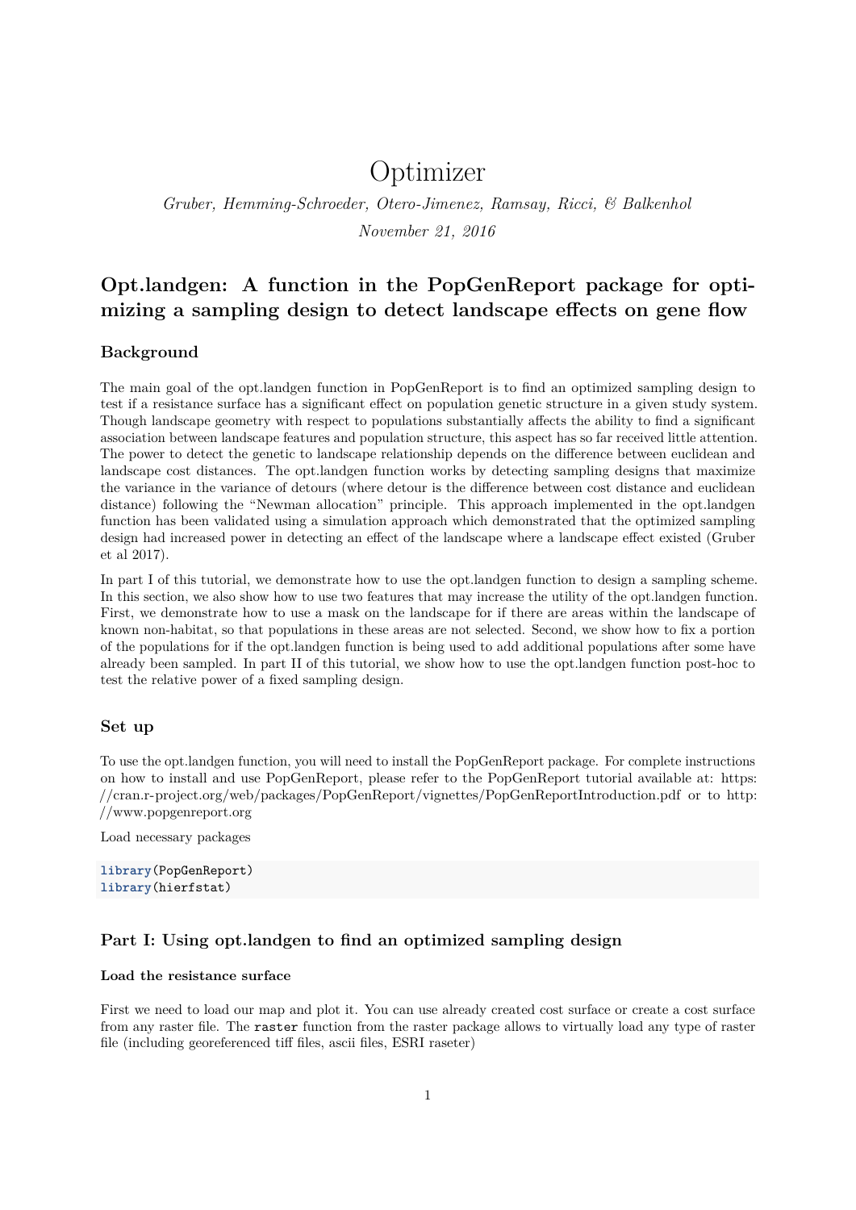# Optimizer

*Gruber, Hemming-Schroeder, Otero-Jimenez, Ramsay, Ricci, & Balkenhol*

*November 21, 2016*

## Opt.landgen: A function in the PopGenReport package for optimizing a sampling design to detect landscape effects on gene flow

### Background

The main goal of the opt.landgen function in PopGenReport is to find an optimized sampling design to test if a resistance surface has a significant effect on population genetic structure in a given study system. Though landscape geometry with respect to populations substantially affects the ability to find a significant association between landscape features and population structure, this aspect has so far received little attention. The power to detect the genetic to landscape relationship depends on the difference between euclidean and landscape cost distances. The opt.landgen function works by detecting sampling designs that maximize the variance in the variance of detours (where detour is the difference between cost distance and euclidean distance) following the "Newman allocation" principle. This approach implemented in the opt.landgen function has been validated using a simulation approach which demonstrated that the optimized sampling design had increased power in detecting an effect of the landscape where a landscape effect existed (Gruber et al 2017).

In part I of this tutorial, we demonstrate how to use the opt.landgen function to design a sampling scheme. In this section, we also show how to use two features that may increase the utility of the opt.landgen function. First, we demonstrate how to use a mask on the landscape for if there are areas within the landscape of known non-habitat, so that populations in these areas are not selected. Second, we show how to fix a portion of the populations for if the opt.landgen function is being used to add additional populations after some have already been sampled. In part II of this tutorial, we show how to use the opt.landgen function post-hoc to test the relative power of a fixed sampling design.

### Set up

To use the opt.landgen function, you will need to install the PopGenReport package. For complete instructions on how to install and use PopGenReport, please refer to the PopGenReport tutorial available at: https://cran.r-project.org/web/packages/PopGenReport/vignettes/PopGenReportIntroduction.pdf or to http://www.popgenreport.org

Load necessary packages

```
library(PopGenReport)
library(hierfstat)
```

### Part I: Using opt.landgen to find an optimized sampling design

#### Load the resistance surface

First we need to load our map and plot it. You can use already created cost surface or create a cost surface from any raster file. The `raster` function from the raster package allows to virtually load any type of raster file (including georeferenced tiff files, ascii files, ESRI raseter)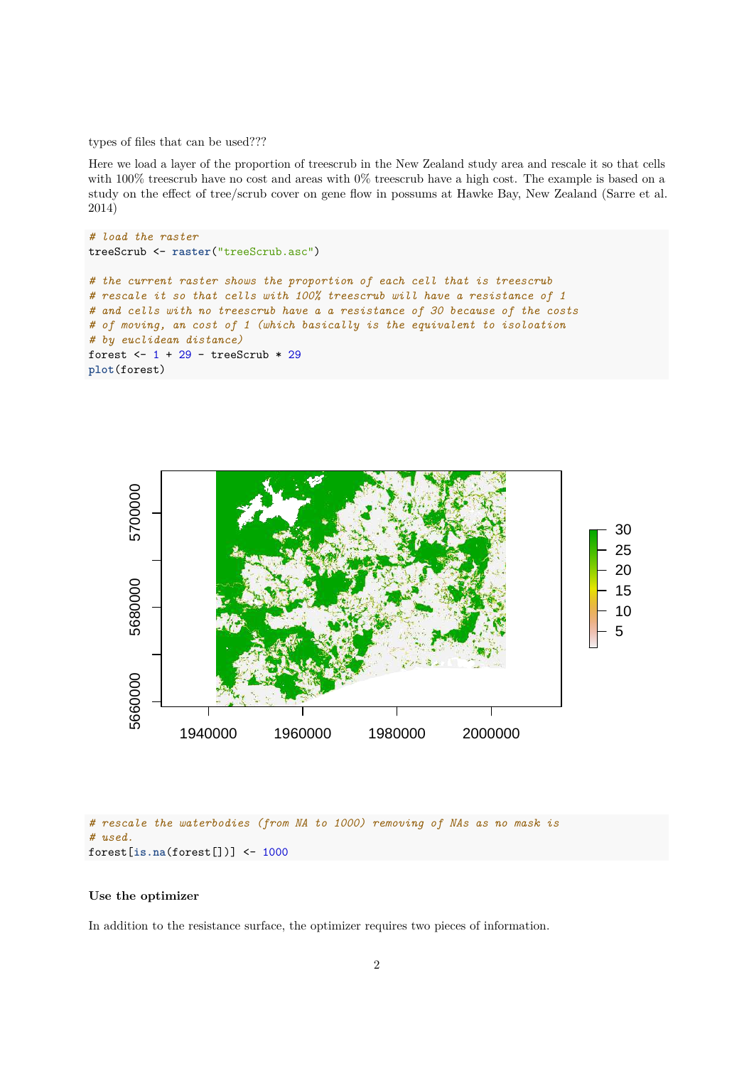types of files that can be used???

Here we load a layer of the proportion of treescrub in the New Zealand study area and rescale it so that cells with 100% treescrub have no cost and areas with 0% treescrub have a high cost. The example is based on a study on the effect of tree/scrub cover on gene flow in possums at Hawke Bay, New Zealand (Sarre et al. 2014)

```
# load the raster
treeScrub <- raster("treeScrub.asc")

# the current raster shows the proportion of each cell that is treescrub
# rescale it so that cells with 100% treescrub will have a resistance of 1
# and cells with no treescrub have a resistance of 30 because of the costs
# of moving, an cost of 1 (which basically is the equivalent to isoloation
# by euclidean distance)
forest <- 1 + 29 - treeScrub * 29
plot(forest)
```

```
# rescale the waterbodies (from NA to 1000) removing of NAs as no mask is
# used.
forest[is.na(forest[])] <- 1000
```

**Use the optimizer**

In addition to the resistance surface, the optimizer requires two pieces of information.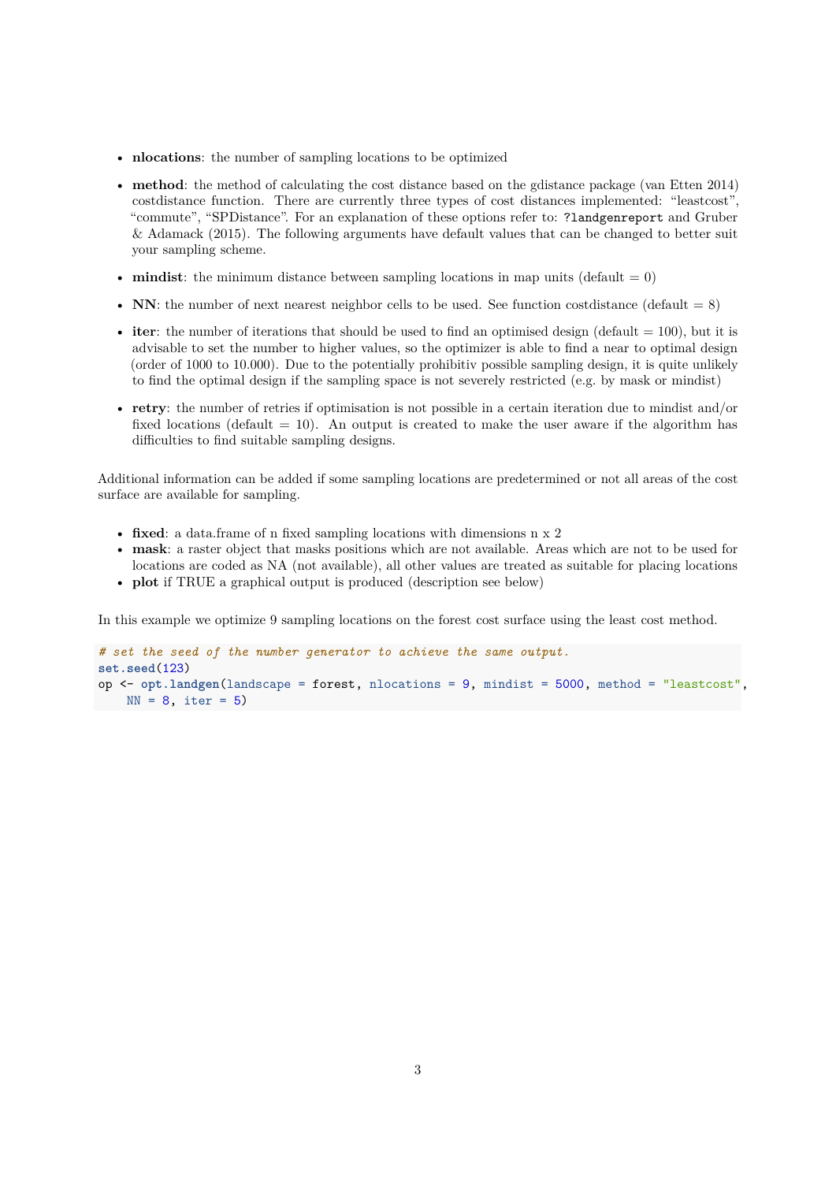- **nlocations**: the number of sampling locations to be optimized
- **method**: the method of calculating the cost distance based on the gdistance package (van Etten 2014) costdistance function. There are currently three types of cost distances implemented: "leastcost", "commute", "SPDistance". For an explanation of these options refer to: `?landgenreport` and Gruber & Adamack (2015). The following arguments have default values that can be changed to better suit your sampling scheme.
- **mindist**: the minimum distance between sampling locations in map units (default = 0)
- **NN**: the number of next nearest neighbor cells to be used. See function costdistance (default = 8)
- **iter**: the number of iterations that should be used to find an optimised design (default = 100), but it is advisable to set the number to higher values, so the optimizer is able to find a near to optimal design (order of 1000 to 10.000). Due to the potentially prohibitiv possible sampling design, it is quite unlikely to find the optimal design if the sampling space is not severely restricted (e.g. by mask or mindist)
- **retry**: the number of retries if optimisation is not possible in a certain iteration due to mindist and/or fixed locations (default = 10). An output is created to make the user aware if the algorithm has difficulties to find suitable sampling designs.

Additional information can be added if some sampling locations are predetermined or not all areas of the cost surface are available for sampling.

- **fixed**: a data.frame of n fixed sampling locations with dimensions n x 2
- **mask**: a raster object that masks positions which are not available. Areas which are not to be used for locations are coded as NA (not available), all other values are treated as suitable for placing locations
- **plot** if TRUE a graphical output is produced (description see below)

In this example we optimize 9 sampling locations on the forest cost surface using the least cost method.

```
# set the seed of the number generator to achieve the same output.
set.seed(123)
op <- opt.landgen(landscape = forest, nlocations = 9, mindist = 5000, method = "leastcost",
    NN = 8, iter = 5)
```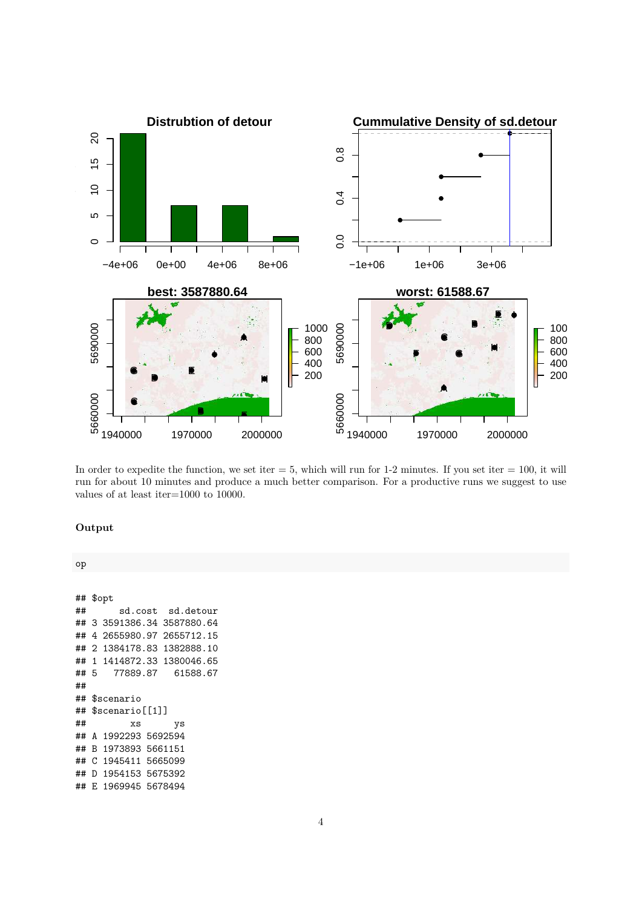In order to expedite the function, we set iter = 5, which will run for 1-2 minutes. If you set iter = 100, it will run for about 10 minutes and produce a much better comparison. For a productive runs we suggest to use values of at least iter=1000 to 10000.

### Output

```
op
```

```
## $opt
##      sd.cost  sd.detour
## 3 3591386.34 3587880.64
## 4 2655980.97 2655712.15
## 2 1384178.83 1382888.10
## 1 1414872.33 1380046.65
## 5   77889.87   61588.67
##
## $scenario
## $scenario[[1]]
##        xs      ys
## A 1992293 5692594
## B 1973893 5661151
## C 1945411 5665099
## D 1954153 5675392
## E 1969945 5678494
```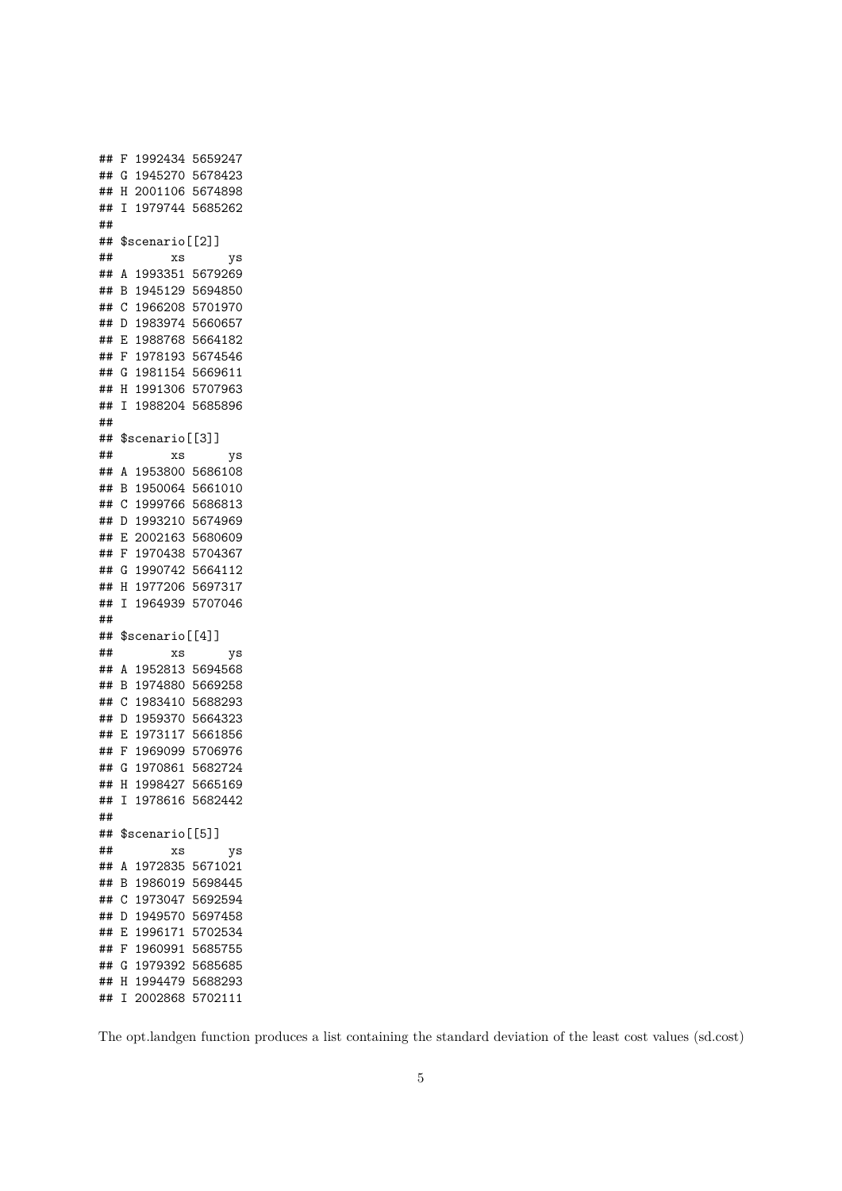```
## F 1992434 5659247
## G 1945270 5678423
## H 2001106 5674898
## I 1979744 5685262
##
## $scenario[[2]]
##        xs      ys
## A 1993351 5679269
## B 1945129 5694850
## C 1966208 5701970
## D 1983974 5660657
## E 1988768 5664182
## F 1978193 5674546
## G 1981154 5669611
## H 1991306 5707963
## I 1988204 5685896
##
## $scenario[[3]]
##        xs      ys
## A 1953800 5686108
## B 1950064 5661010
## C 1999766 5686813
## D 1993210 5674969
## E 2002163 5680609
## F 1970438 5704367
## G 1990742 5664112
## H 1977206 5697317
## I 1964939 5707046
##
## $scenario[[4]]
##        xs      ys
## A 1952813 5694568
## B 1974880 5669258
## C 1983410 5688293
## D 1959370 5664323
## E 1973117 5661856
## F 1969099 5706976
## G 1970861 5682724
## H 1998427 5665169
## I 1978616 5682442
##
## $scenario[[5]]
##        xs      ys
## A 1972835 5671021
## B 1986019 5698445
## C 1973047 5692594
## D 1949570 5697458
## E 1996171 5702534
## F 1960991 5685755
## G 1979392 5685685
## H 1994479 5688293
## I 2002868 5702111
```

The opt.landgen function produces a list containing the standard deviation of the least cost values (sd.cost)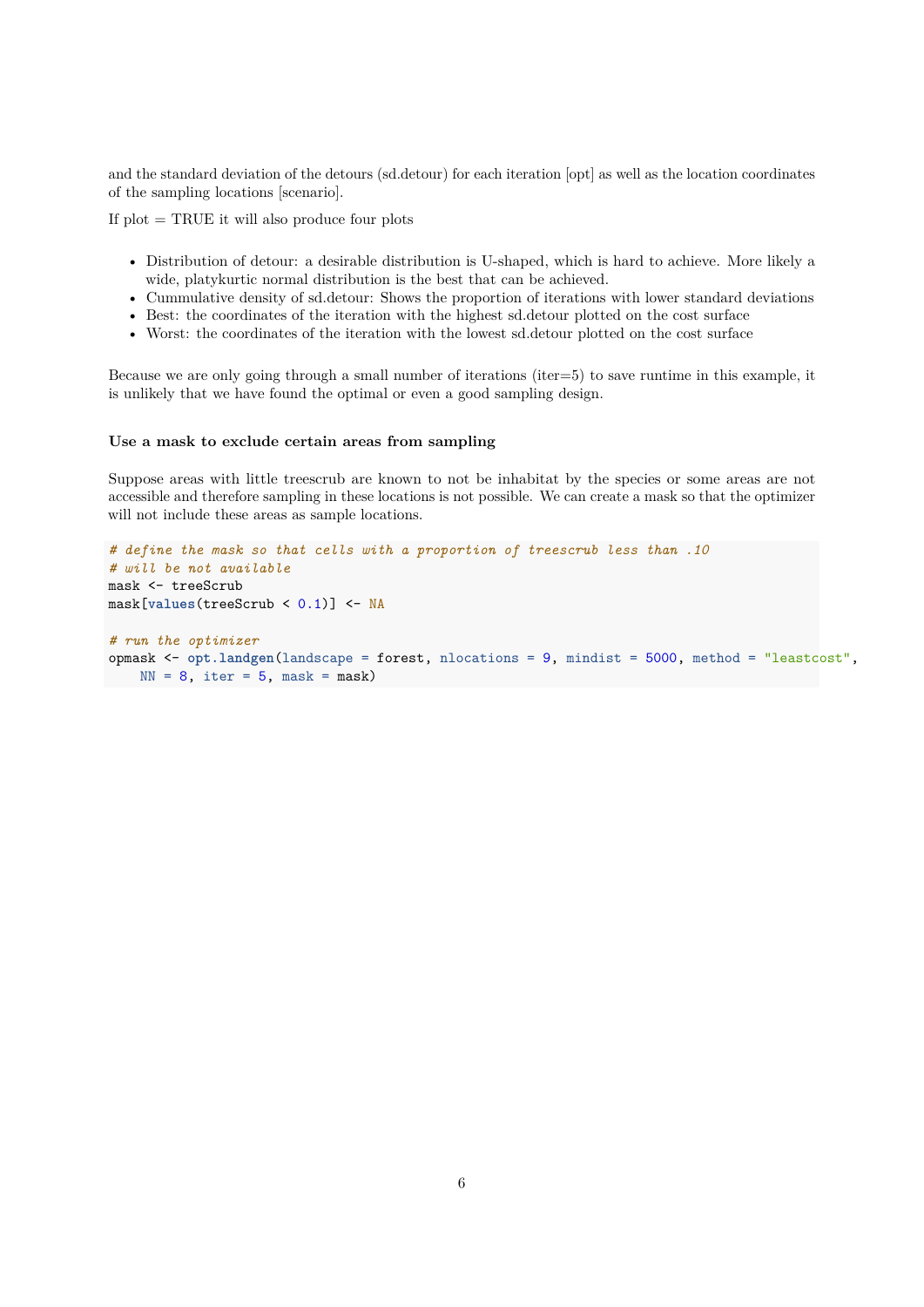and the standard deviation of the detours (sd.detour) for each iteration [opt] as well as the location coordinates of the sampling locations [scenario].

If plot = TRUE it will also produce four plots

- Distribution of detour: a desirable distribution is U-shaped, which is hard to achieve. More likely a wide, platykurtic normal distribution is the best that can be achieved.
- Cummulative density of sd.detour: Shows the proportion of iterations with lower standard deviations
- Best: the coordinates of the iteration with the highest sd.detour plotted on the cost surface
- Worst: the coordinates of the iteration with the lowest sd.detour plotted on the cost surface

Because we are only going through a small number of iterations (iter=5) to save runtime in this example, it is unlikely that we have found the optimal or even a good sampling design.

### Use a mask to exclude certain areas from sampling

Suppose areas with little treescrub are known to not be inhabitat by the species or some areas are not accessible and therefore sampling in these locations is not possible. We can create a mask so that the optimizer will not include these areas as sample locations.

```
# define the mask so that cells with a proportion of treescrub less than .10
# will be not available
mask <- treeScrub
mask[values(treeScrub < 0.1)] <- NA

# run the optimizer
opmask <- opt.landgen(landscape = forest, nlocations = 9, mindist = 5000, method = "leastcost",
    NN = 8, iter = 5, mask = mask)
```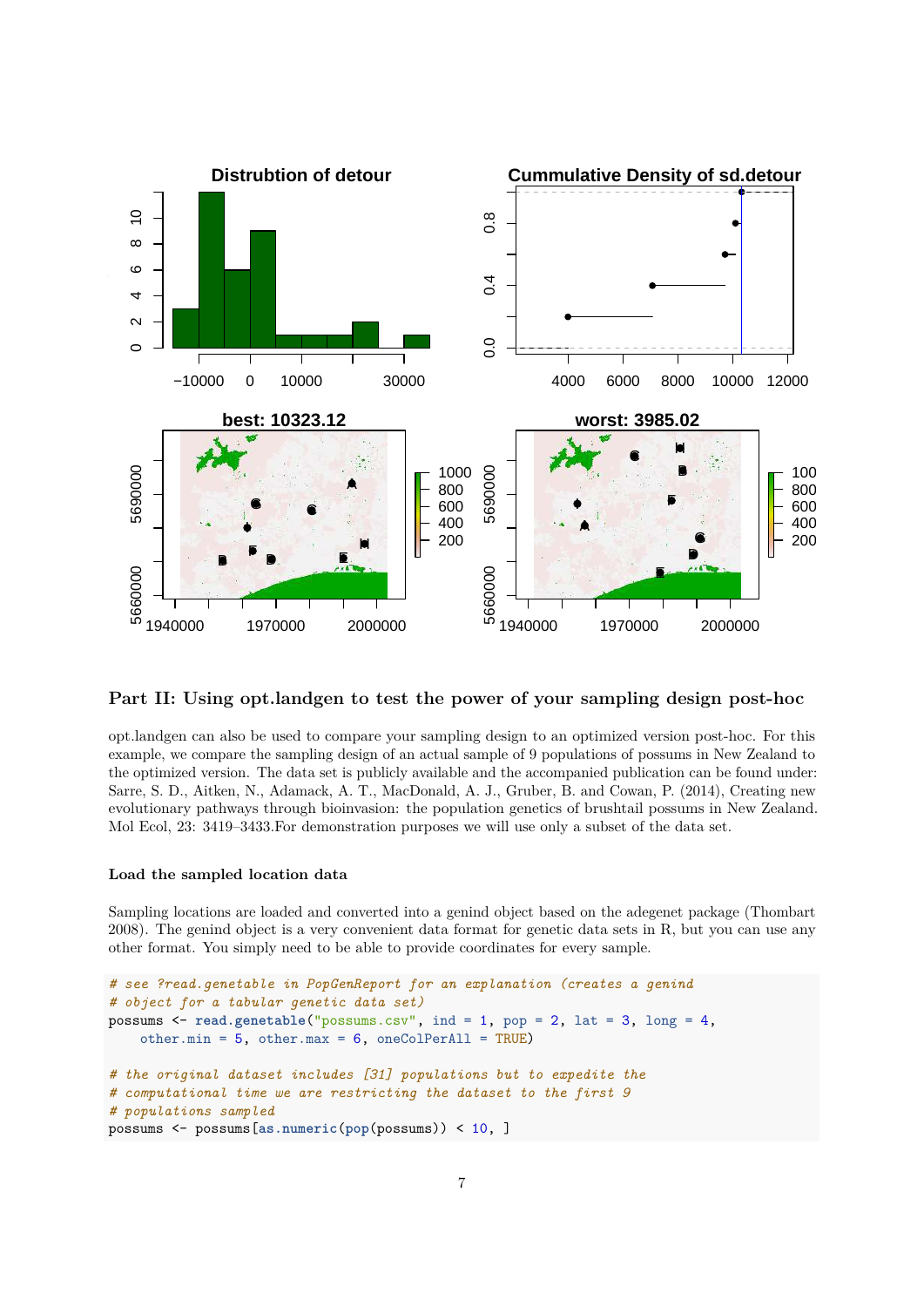## Part II: Using opt.landgen to test the power of your sampling design post-hoc

opt.landgen can also be used to compare your sampling design to an optimized version post-hoc. For this example, we compare the sampling design of an actual sample of 9 populations of possums in New Zealand to the optimized version. The data set is publicly available and the accompanied publication can be found under: Sarre, S. D., Aitken, N., Adamack, A. T., MacDonald, A. J., Gruber, B. and Cowan, P. (2014), Creating new evolutionary pathways through bioinvasion: the population genetics of brushtail possums in New Zealand. Mol Ecol, 23: 3419–3433.For demonstration purposes we will use only a subset of the data set.

### Load the sampled location data

Sampling locations are loaded and converted into a genind object based on the adegenet package (Thombart 2008). The genind object is a very convenient data format for genetic data sets in R, but you can use any other format. You simply need to be able to provide coordinates for every sample.

```
# see ?read.genetable in PopGenReport for an explanation (creates a genind
# object for a tabular genetic data set)
possums <- read.genetable("possums.csv", ind = 1, pop = 2, lat = 3, long = 4,
    other.min = 5, other.max = 6, oneColPerAll = TRUE)

# the original dataset includes [31] populations but to expedite the
# computational time we are restricting the dataset to the first 9
# populations sampled
possums <- possums[as.numeric(pop(possums)) < 10, ]
```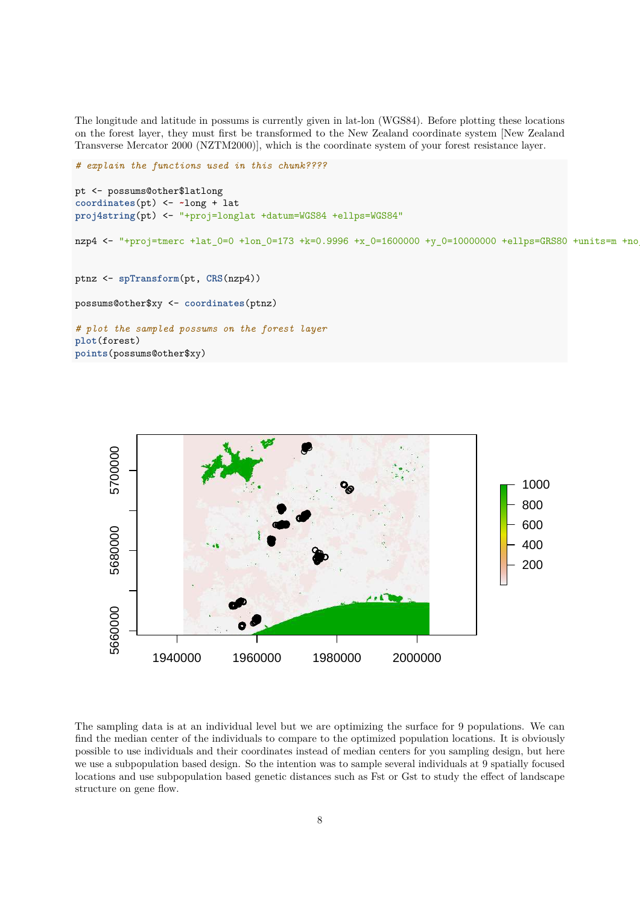The longitude and latitude in possums is currently given in lat-lon (WGS84). Before plotting these locations on the forest layer, they must first be transformed to the New Zealand coordinate system [New Zealand Transverse Mercator 2000 (NZTM2000)], which is the coordinate system of your forest resistance layer.

```
# explain the functions used in this chunk????

pt <- possums@other$latlong
coordinates(pt) <- ~long + lat
proj4string(pt) <- "+proj=longlat +datum=WGS84 +ellps=WGS84"

nzp4 <- "+proj=tmerc +lat_0=0 +lon_0=173 +k=0.9996 +x_0=1600000 +y_0=10000000 +ellps=GRS80 +units=m +no_


ptnz <- spTransform(pt, CRS(nzp4))

possums@other$xy <- coordinates(ptnz)

# plot the sampled possums on the forest layer
plot(forest)
points(possums@other$xy)
```

The sampling data is at an individual level but we are optimizing the surface for 9 populations. We can find the median center of the individuals to compare to the optimized population locations. It is obviously possible to use individuals and their coordinates instead of median centers for you sampling design, but here we use a subpopulation based design. So the intention was to sample several individuals at 9 spatially focused locations and use subpopulation based genetic distances such as Fst or Gst to study the effect of landscape structure on gene flow.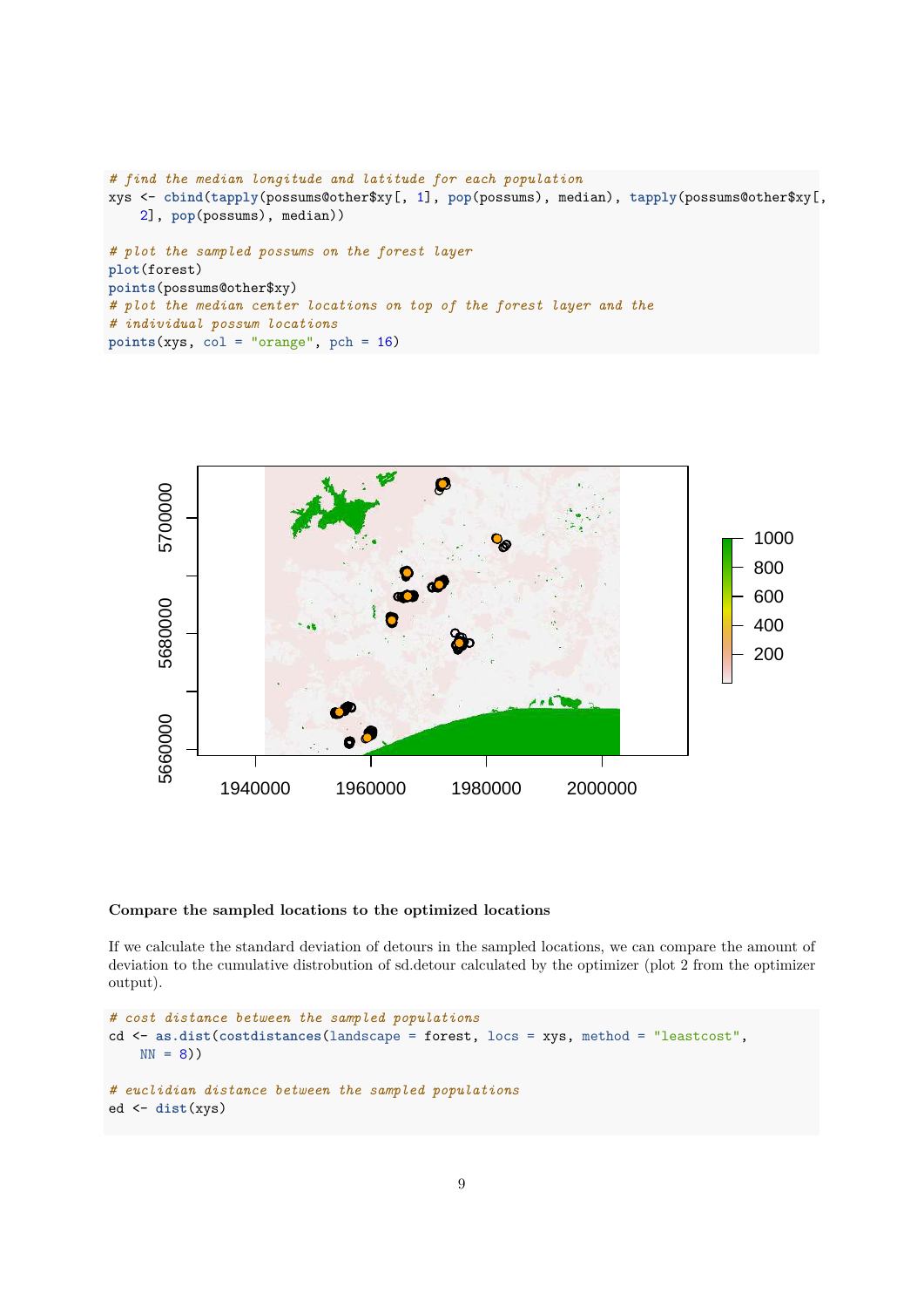```r
# find the median longitude and latitude for each population
xys <- cbind(tapply(possums@other$xy[, 1], pop(possums), median), tapply(possums@other$xy[,
    2], pop(possums), median))

# plot the sampled possums on the forest layer
plot(forest)
points(possums@other$xy)
# plot the median center locations on top of the forest layer and the
# individual possum locations
points(xys, col = "orange", pch = 16)
```

**Compare the sampled locations to the optimized locations**

If we calculate the standard deviation of detours in the sampled locations, we can compare the amount of deviation to the cumulative distrobution of sd.detour calculated by the optimizer (plot 2 from the optimizer output).

```r
# cost distance between the sampled populations
cd <- as.dist(costdistances(landscape = forest, locs = xys, method = "leastcost",
    NN = 8))

# euclidian distance between the sampled populations
ed <- dist(xys)
```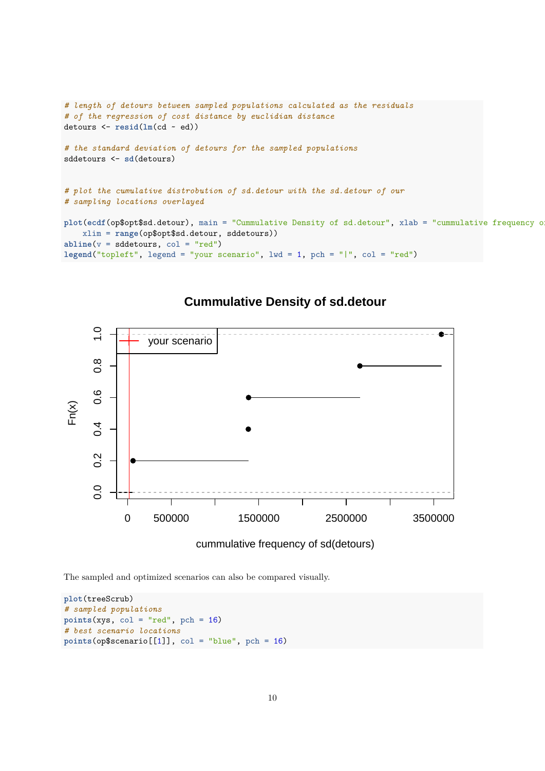```r
# length of detours between sampled populations calculated as the residuals
# of the regression of cost distance by euclidian distance
detours <- resid(lm(cd ~ ed))

# the standard deviation of detours for the sampled populations
sddetours <- sd(detours)


# plot the cumulative distrobution of sd.detour with the sd.detour of our
# sampling locations overlayed

plot(ecdf(op$opt$sd.detour), main = "Cummulative Density of sd.detour", xlab = "cummulative frequency o
    xlim = range(op$opt$sd.detour, sddetours))
abline(v = sddetours, col = "red")
legend("topleft", legend = "your scenario", lwd = 1, pch = "|", col = "red")
```

The sampled and optimized scenarios can also be compared visually.

```r
plot(treeScrub)
# sampled populations
points(xys, col = "red", pch = 16)
# best scenario locations
points(op$scenario[[1]], col = "blue", pch = 16)
```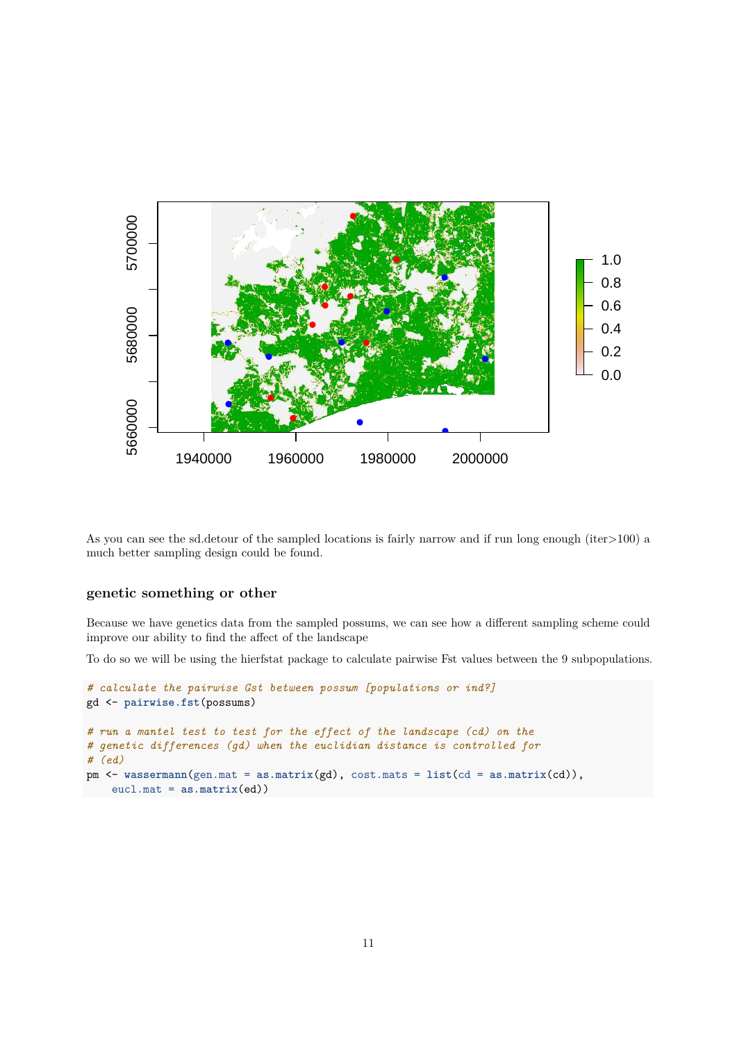As you can see the sd.detour of the sampled locations is fairly narrow and if run long enough (iter>100) a much better sampling design could be found.

### genetic something or other

Because we have genetics data from the sampled possums, we can see how a different sampling scheme could improve our ability to find the affect of the landscape

To do so we will be using the hierfstat package to calculate pairwise Fst values between the 9 subpopulations.

```
# calculate the pairwise Gst between possum [populations or ind?]
gd <- pairwise.fst(possums)

# run a mantel test to test for the effect of the landscape (cd) on the
# genetic differences (gd) when the euclidian distance is controlled for
# (ed)
pm <- wassermann(gen.mat = as.matrix(gd), cost.mats = list(cd = as.matrix(cd)),
    eucl.mat = as.matrix(ed))
```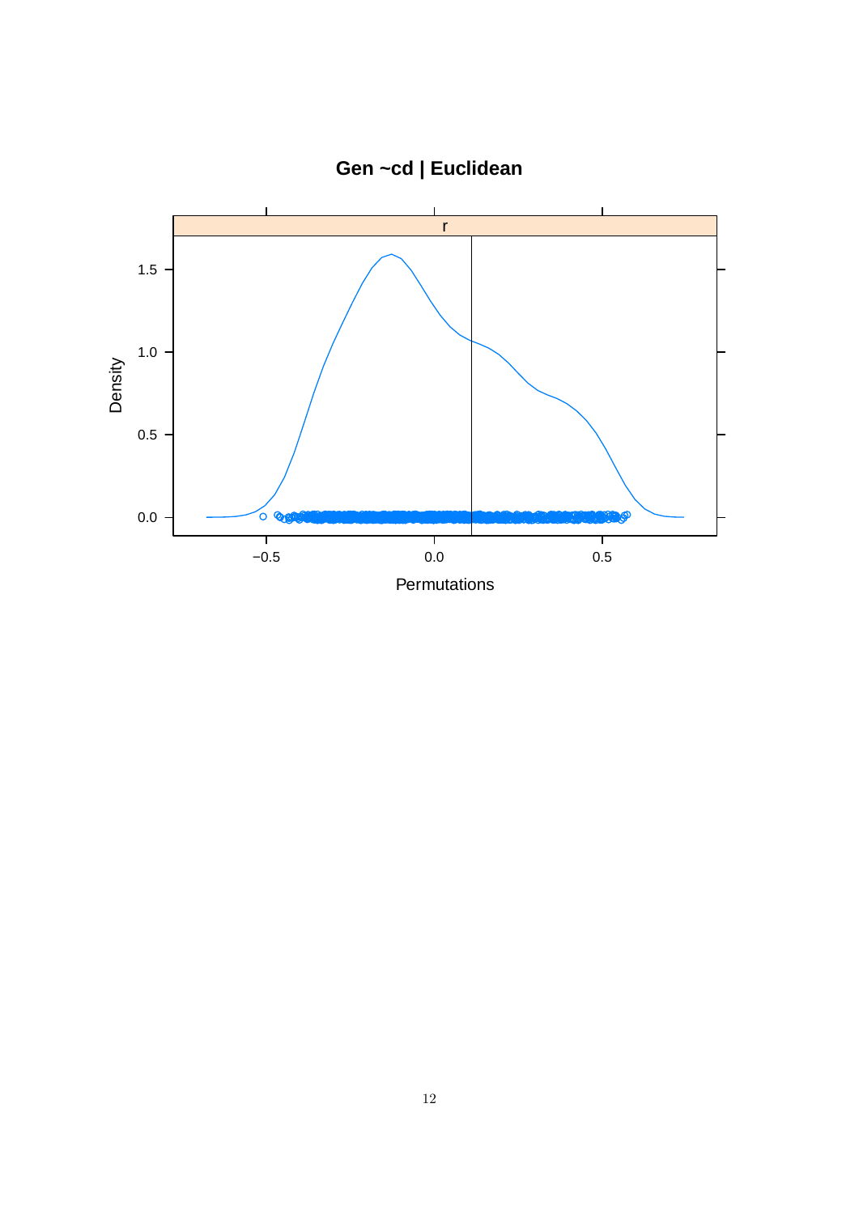**Gen ~cd | Euclidean**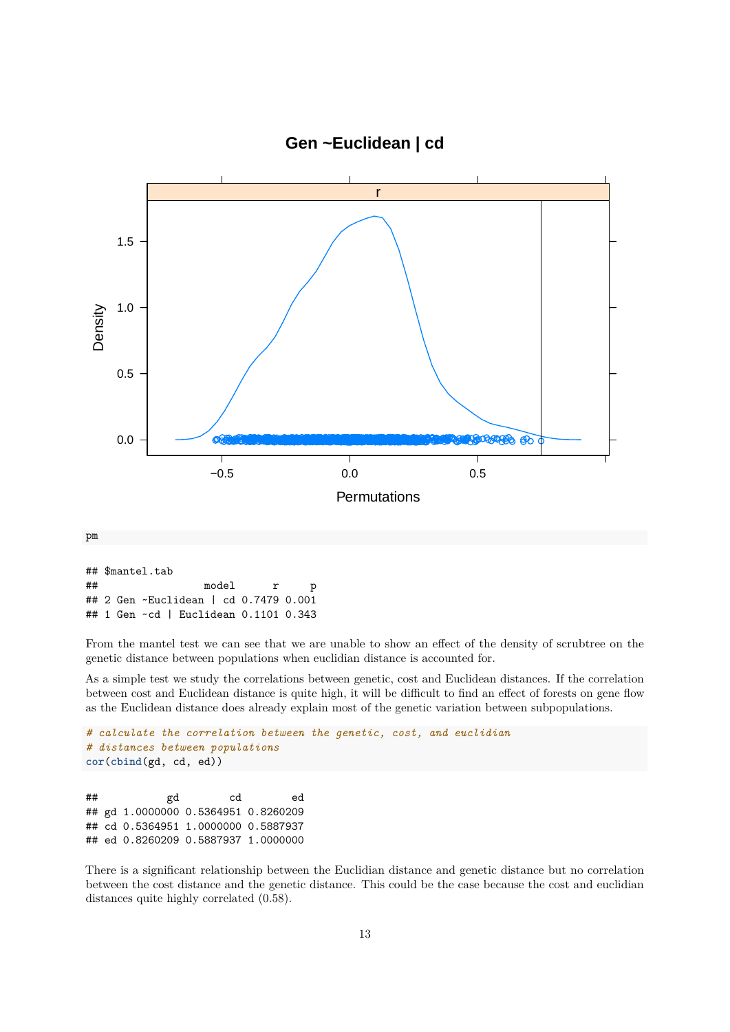```
pm
```

```
## $mantel.tab
##                  model      r     p
## 2 Gen ~Euclidean | cd 0.7479 0.001
## 1 Gen ~cd | Euclidean 0.1101 0.343
```

From the mantel test we can see that we are unable to show an effect of the density of scrubtree on the genetic distance between populations when euclidian distance is accounted for.

As a simple test we study the correlations between genetic, cost and Euclidean distances. If the correlation between cost and Euclidean distance is quite high, it will be difficult to find an effect of forests on gene flow as the Euclidean distance does already explain most of the genetic variation between subpopulations.

```
# calculate the correlation between the genetic, cost, and euclidian
# distances between populations
cor(cbind(gd, cd, ed))
```

```
##           gd        cd        ed
## gd 1.0000000 0.5364951 0.8260209
## cd 0.5364951 1.0000000 0.5887937
## ed 0.8260209 0.5887937 1.0000000
```

There is a significant relationship between the Euclidian distance and genetic distance but no correlation between the cost distance and the genetic distance. This could be the case because the cost and euclidian distances quite highly correlated (0.58).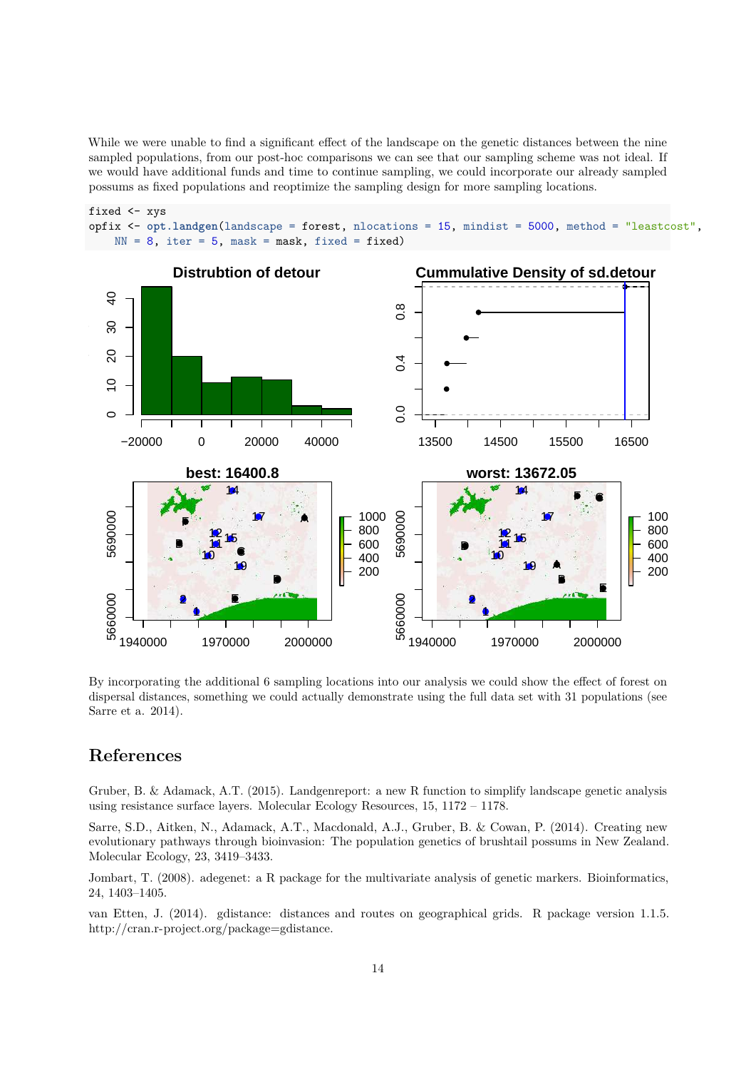While we were unable to find a significant effect of the landscape on the genetic distances between the nine sampled populations, from our post-hoc comparisons we can see that our sampling scheme was not ideal. If we would have additional funds and time to continue sampling, we could incorporate our already sampled possums as fixed populations and reoptimize the sampling design for more sampling locations.

```
fixed <- xys
opfix <- opt.landgen(landscape = forest, nlocations = 15, mindist = 5000, method = "leastcost",
    NN = 8, iter = 5, mask = mask, fixed = fixed)
```

Distrubtion of detour

40
30
20
10
0
−20000
0
20000
40000

Cummulative Density of sd.detour

0.8
0.4
0.0
13500
14500
15500
16500

best: 16400.8

5690000
5660000
1940000
1970000
2000000
1000
800
600
400
200

worst: 13672.05

5690000
5660000
1940000
1970000
2000000
100
800
600
400
200

By incorporating the additional 6 sampling locations into our analysis we could show the effect of forest on dispersal distances, something we could actually demonstrate using the full data set with 31 populations (see Sarre et a. 2014).

## References

Gruber, B. & Adamack, A.T. (2015). Landgenreport: a new R function to simplify landscape genetic analysis using resistance surface layers. Molecular Ecology Resources, 15, 1172 – 1178.

Sarre, S.D., Aitken, N., Adamack, A.T., Macdonald, A.J., Gruber, B. & Cowan, P. (2014). Creating new evolutionary pathways through bioinvasion: The population genetics of brushtail possums in New Zealand. Molecular Ecology, 23, 3419–3433.

Jombart, T. (2008). adegenet: a R package for the multivariate analysis of genetic markers. Bioinformatics, 24, 1403–1405.

van Etten, J. (2014). gdistance: distances and routes on geographical grids. R package version 1.1.5. http://cran.r-project.org/package=gdistance.